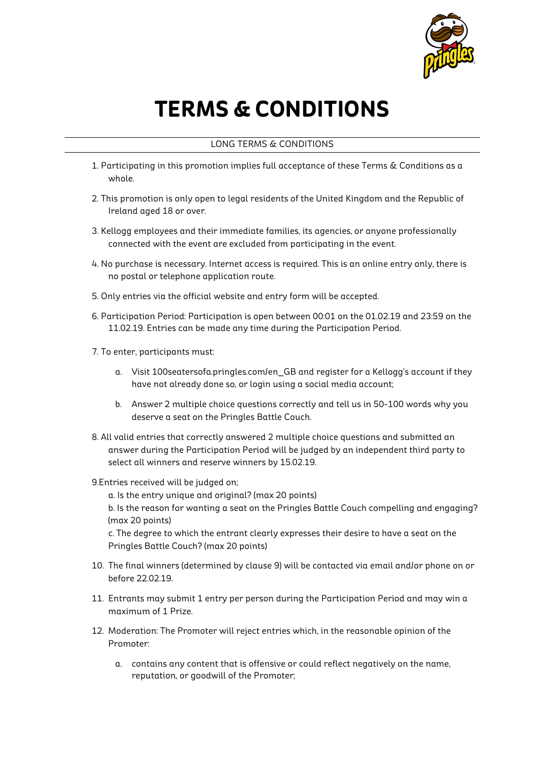# TERMS & CONDITIONS

LONG TERMS & CONDITIONS

1. Participating in this promotion implies full acceptance of these Terms & Conditions as a whole.

2. This promotion is only open to legal residents of the United Kingdom and the Republic of Ireland aged 18 or over.

3. Kellogg employees and their immediate families, its agencies, or anyone professionally connected with the event are excluded from participating in the event.

4. No purchase is necessary. Internet access is required. This is an online entry only, there is no postal or telephone application route.

5. Only entries via the official website and entry form will be accepted.

6. Participation Period: Participation is open between 00:01 on the 01.02.19 and 23:59 on the 11.02.19. Entries can be made any time during the Participation Period.

7. To enter, participants must:

   a. Visit 100seatersofa.pringles.com/en_GB and register for a Kellogg's account if they have not already done so, or login using a social media account;

   b. Answer 2 multiple choice questions correctly and tell us in 50-100 words why you deserve a seat on the Pringles Battle Couch.

8. All valid entries that correctly answered 2 multiple choice questions and submitted an answer during the Participation Period will be judged by an independent third party to select all winners and reserve winners by 15.02.19.

9. Entries received will be judged on;

   a. Is the entry unique and original? (max 20 points)

   b. Is the reason for wanting a seat on the Pringles Battle Couch compelling and engaging? (max 20 points)

   c. The degree to which the entrant clearly expresses their desire to have a seat on the Pringles Battle Couch? (max 20 points)

10. The final winners (determined by clause 9) will be contacted via email and/or phone on or before 22.02.19.

11. Entrants may submit 1 entry per person during the Participation Period and may win a maximum of 1 Prize.

12. Moderation: The Promoter will reject entries which, in the reasonable opinion of the Promoter:

    a. contains any content that is offensive or could reflect negatively on the name, reputation, or goodwill of the Promoter;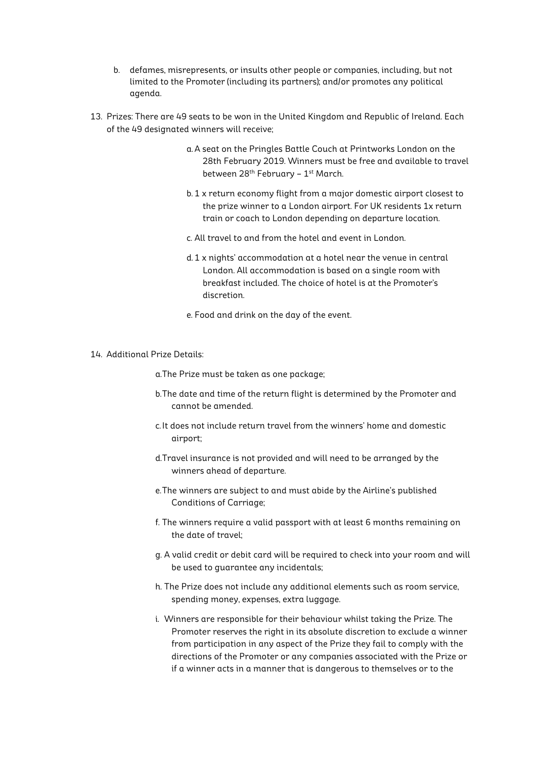b. defames, misrepresents, or insults other people or companies, including, but not limited to the Promoter (including its partners); and/or promotes any political agenda.

13. Prizes: There are 49 seats to be won in the United Kingdom and Republic of Ireland. Each of the 49 designated winners will receive;

    a. A seat on the Pringles Battle Couch at Printworks London on the 28th February 2019. Winners must be free and available to travel between 28th February – 1st March.

    b. 1 x return economy flight from a major domestic airport closest to the prize winner to a London airport. For UK residents 1x return train or coach to London depending on departure location.

    c. All travel to and from the hotel and event in London.

    d. 1 x nights' accommodation at a hotel near the venue in central London. All accommodation is based on a single room with breakfast included. The choice of hotel is at the Promoter's discretion.

    e. Food and drink on the day of the event.

14. Additional Prize Details:

    a. The Prize must be taken as one package;

    b. The date and time of the return flight is determined by the Promoter and cannot be amended.

    c. It does not include return travel from the winners' home and domestic airport;

    d. Travel insurance is not provided and will need to be arranged by the winners ahead of departure.

    e. The winners are subject to and must abide by the Airline's published Conditions of Carriage;

    f. The winners require a valid passport with at least 6 months remaining on the date of travel;

    g. A valid credit or debit card will be required to check into your room and will be used to guarantee any incidentals;

    h. The Prize does not include any additional elements such as room service, spending money, expenses, extra luggage.

    i. Winners are responsible for their behaviour whilst taking the Prize. The Promoter reserves the right in its absolute discretion to exclude a winner from participation in any aspect of the Prize they fail to comply with the directions of the Promoter or any companies associated with the Prize or if a winner acts in a manner that is dangerous to themselves or to the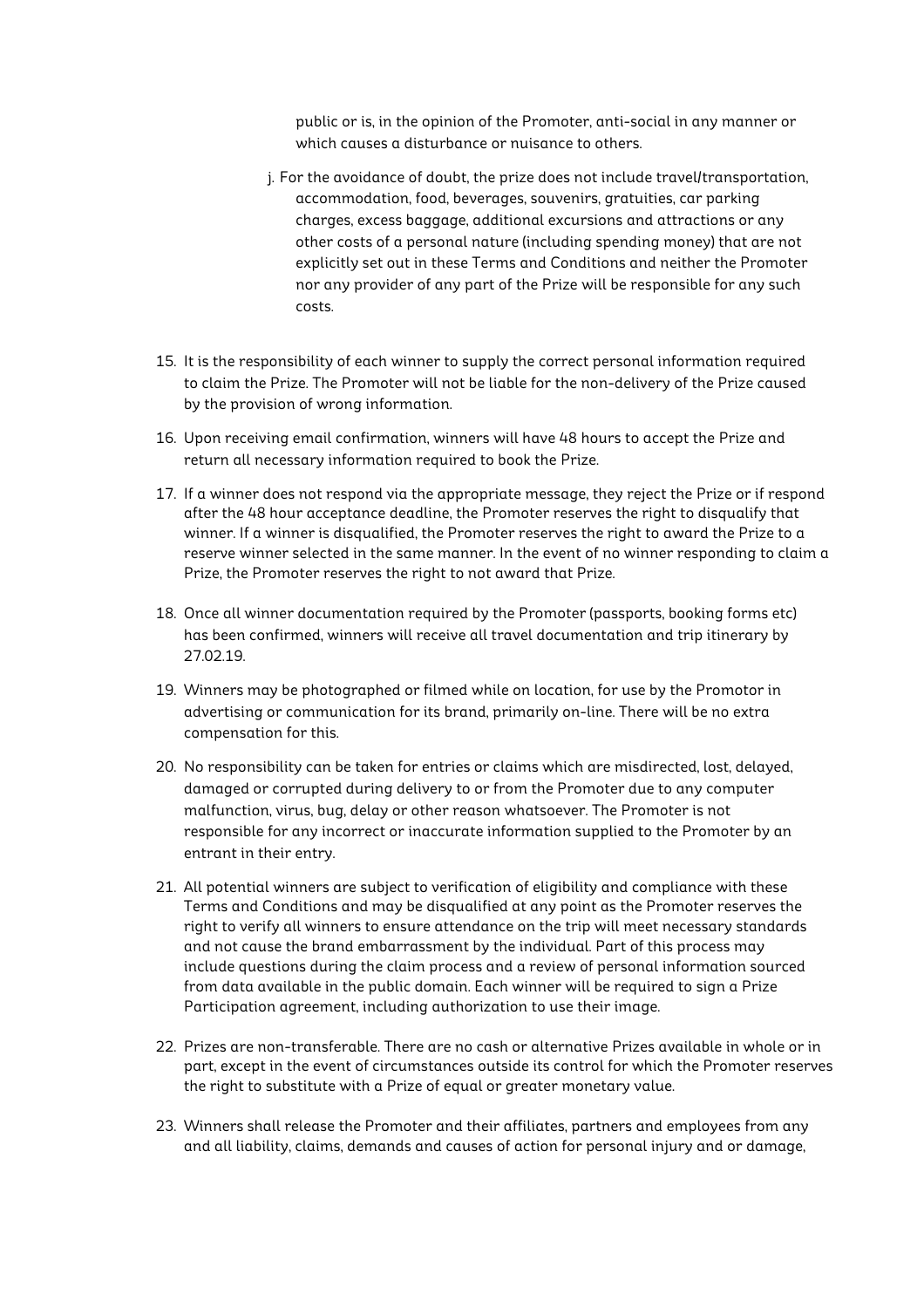public or is, in the opinion of the Promoter, anti-social in any manner or which causes a disturbance or nuisance to others.

j. For the avoidance of doubt, the prize does not include travel/transportation, accommodation, food, beverages, souvenirs, gratuities, car parking charges, excess baggage, additional excursions and attractions or any other costs of a personal nature (including spending money) that are not explicitly set out in these Terms and Conditions and neither the Promoter nor any provider of any part of the Prize will be responsible for any such costs.

15. It is the responsibility of each winner to supply the correct personal information required to claim the Prize. The Promoter will not be liable for the non-delivery of the Prize caused by the provision of wrong information.

16. Upon receiving email confirmation, winners will have 48 hours to accept the Prize and return all necessary information required to book the Prize.

17. If a winner does not respond via the appropriate message, they reject the Prize or if respond after the 48 hour acceptance deadline, the Promoter reserves the right to disqualify that winner. If a winner is disqualified, the Promoter reserves the right to award the Prize to a reserve winner selected in the same manner. In the event of no winner responding to claim a Prize, the Promoter reserves the right to not award that Prize.

18. Once all winner documentation required by the Promoter (passports, booking forms etc) has been confirmed, winners will receive all travel documentation and trip itinerary by 27.02.19.

19. Winners may be photographed or filmed while on location, for use by the Promotor in advertising or communication for its brand, primarily on-line. There will be no extra compensation for this.

20. No responsibility can be taken for entries or claims which are misdirected, lost, delayed, damaged or corrupted during delivery to or from the Promoter due to any computer malfunction, virus, bug, delay or other reason whatsoever. The Promoter is not responsible for any incorrect or inaccurate information supplied to the Promoter by an entrant in their entry.

21. All potential winners are subject to verification of eligibility and compliance with these Terms and Conditions and may be disqualified at any point as the Promoter reserves the right to verify all winners to ensure attendance on the trip will meet necessary standards and not cause the brand embarrassment by the individual. Part of this process may include questions during the claim process and a review of personal information sourced from data available in the public domain. Each winner will be required to sign a Prize Participation agreement, including authorization to use their image.

22. Prizes are non-transferable. There are no cash or alternative Prizes available in whole or in part, except in the event of circumstances outside its control for which the Promoter reserves the right to substitute with a Prize of equal or greater monetary value.

23. Winners shall release the Promoter and their affiliates, partners and employees from any and all liability, claims, demands and causes of action for personal injury and or damage,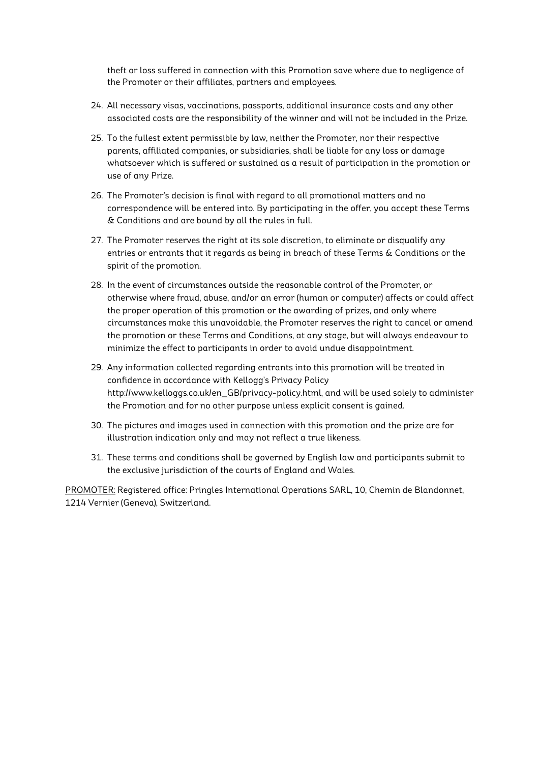theft or loss suffered in connection with this Promotion save where due to negligence of the Promoter or their affiliates, partners and employees.

24. All necessary visas, vaccinations, passports, additional insurance costs and any other associated costs are the responsibility of the winner and will not be included in the Prize.

25. To the fullest extent permissible by law, neither the Promoter, nor their respective parents, affiliated companies, or subsidiaries, shall be liable for any loss or damage whatsoever which is suffered or sustained as a result of participation in the promotion or use of any Prize.

26. The Promoter's decision is final with regard to all promotional matters and no correspondence will be entered into. By participating in the offer, you accept these Terms & Conditions and are bound by all the rules in full.

27. The Promoter reserves the right at its sole discretion, to eliminate or disqualify any entries or entrants that it regards as being in breach of these Terms & Conditions or the spirit of the promotion.

28. In the event of circumstances outside the reasonable control of the Promoter, or otherwise where fraud, abuse, and/or an error (human or computer) affects or could affect the proper operation of this promotion or the awarding of prizes, and only where circumstances make this unavoidable, the Promoter reserves the right to cancel or amend the promotion or these Terms and Conditions, at any stage, but will always endeavour to minimize the effect to participants in order to avoid undue disappointment.

29. Any information collected regarding entrants into this promotion will be treated in confidence in accordance with Kellogg's Privacy Policy http://www.kelloggs.co.uk/en_GB/privacy-policy.html, and will be used solely to administer the Promotion and for no other purpose unless explicit consent is gained.

30. The pictures and images used in connection with this promotion and the prize are for illustration indication only and may not reflect a true likeness.

31. These terms and conditions shall be governed by English law and participants submit to the exclusive jurisdiction of the courts of England and Wales.

PROMOTER: Registered office: Pringles International Operations SARL, 10, Chemin de Blandonnet, 1214 Vernier (Geneva), Switzerland.